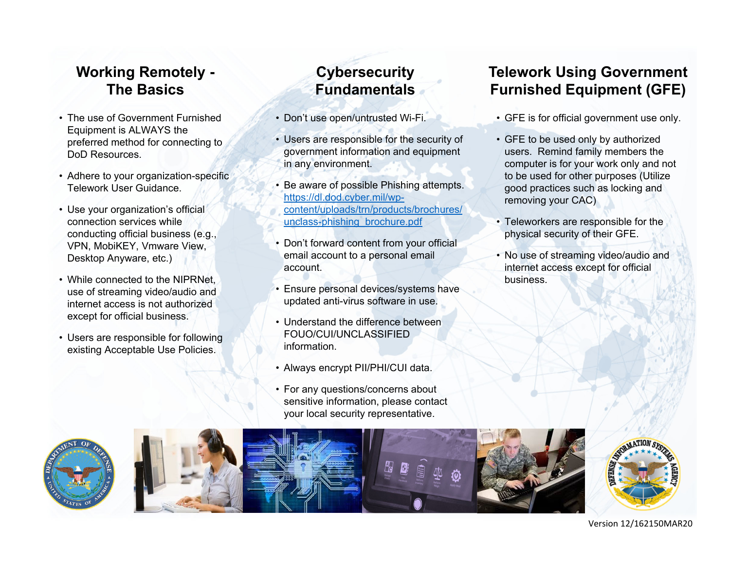## Working Remotely - The Basics

- The use of Government Furnished Equipment is ALWAYS the preferred method for connecting to DoD Resources.
- Adhere to your organization-specific Telework User Guidance.
- Use your organization's official connection services while conducting official business (e.g., VPN, MobiKEY, Vmware View, Desktop Anyware, etc.)
- While connected to the NIPRNet, use of streaming video/audio and internet access is not authorized except for official business.
- Users are responsible for following existing Acceptable Use Policies.

## Cybersecurity Fundamentals

- Don't use open/untrusted Wi-Fi.
- Users are responsible for the security of government information and equipment in any environment.
- Be aware of possible Phishing attempts. [https://dl.dod.cyber.mil/wp-content/uploads/trn/products/brochures/unclass-phishing_brochure.pdf](https://dl.dod.cyber.mil/wp-content/uploads/trn/products/brochures/unclass-phishing_brochure.pdf)
- Don't forward content from your official email account to a personal email account.
- Ensure personal devices/systems have updated anti-virus software in use.
- Understand the difference between FOUO/CUI/UNCLASSIFIED information.
- Always encrypt PII/PHI/CUI data.
- For any questions/concerns about sensitive information, please contact your local security representative.

## Telework Using Government Furnished Equipment (GFE)

- GFE is for official government use only.
- GFE to be used only by authorized users. Remind family members the computer is for your work only and not to be used for other purposes (Utilize good practices such as locking and removing your CAC)
- Teleworkers are responsible for the physical security of their GFE.
- No use of streaming video/audio and internet access except for official business.

Version 12/162150MAR20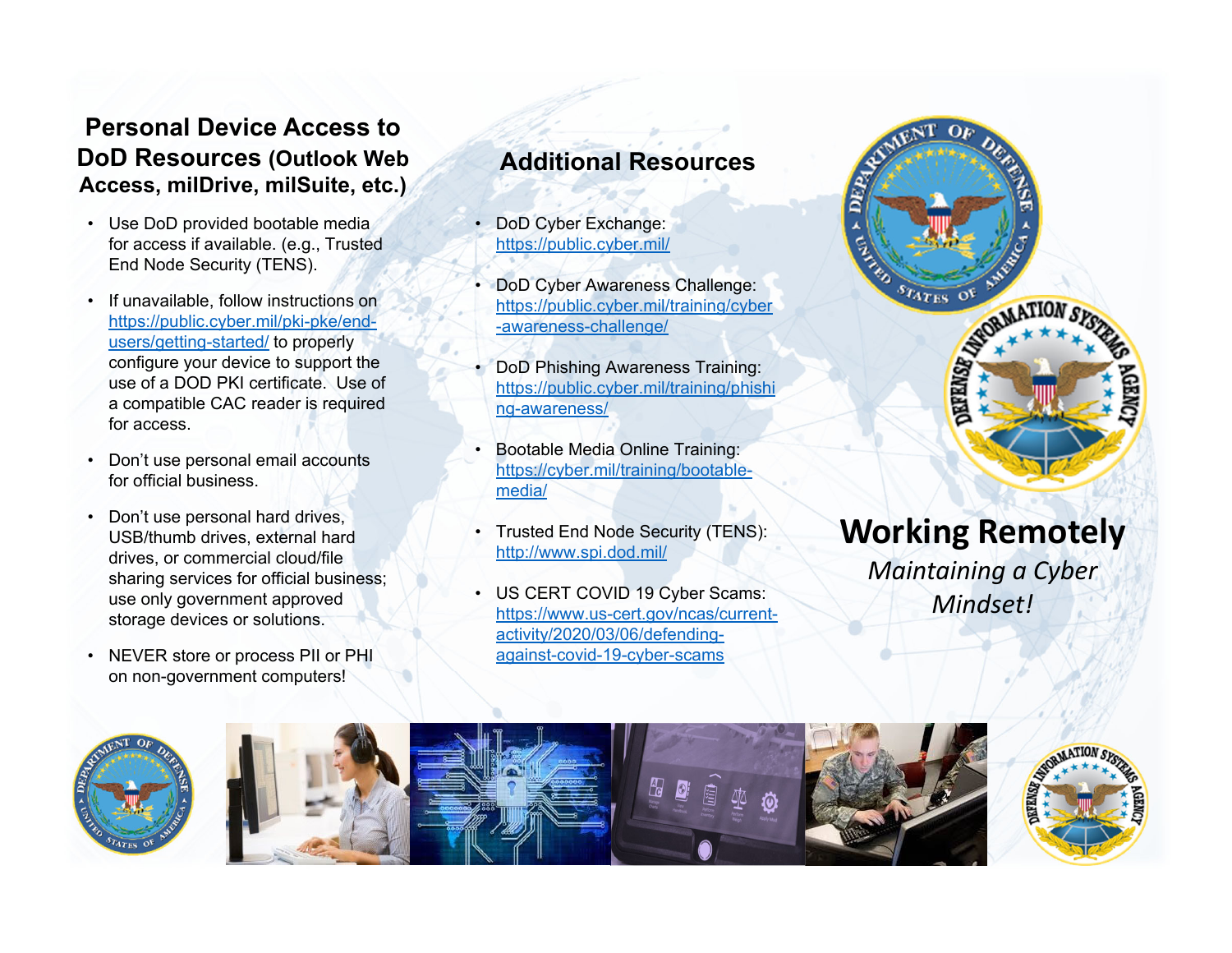## Personal Device Access to DoD Resources (Outlook Web Access, milDrive, milSuite, etc.)

- Use DoD provided bootable media for access if available. (e.g., Trusted End Node Security (TENS).
- If unavailable, follow instructions on https://public.cyber.mil/pki-pke/end-users/getting-started/ to properly configure your device to support the use of a DOD PKI certificate. Use of a compatible CAC reader is required for access.
- Don't use personal email accounts for official business.
- Don't use personal hard drives, USB/thumb drives, external hard drives, or commercial cloud/file sharing services for official business; use only government approved storage devices or solutions.
- NEVER store or process PII or PHI on non-government computers!

## Additional Resources

- DoD Cyber Exchange: https://public.cyber.mil/
- DoD Cyber Awareness Challenge: https://public.cyber.mil/training/cyber-awareness-challenge/
- DoD Phishing Awareness Training: https://public.cyber.mil/training/phishing-awareness/
- Bootable Media Online Training: https://cyber.mil/training/bootable-media/
- Trusted End Node Security (TENS): http://www.spi.dod.mil/
- US CERT COVID 19 Cyber Scams: https://www.us-cert.gov/ncas/current-activity/2020/03/06/defending-against-covid-19-cyber-scams

# Working Remotely

*Maintaining a Cyber Mindset!*